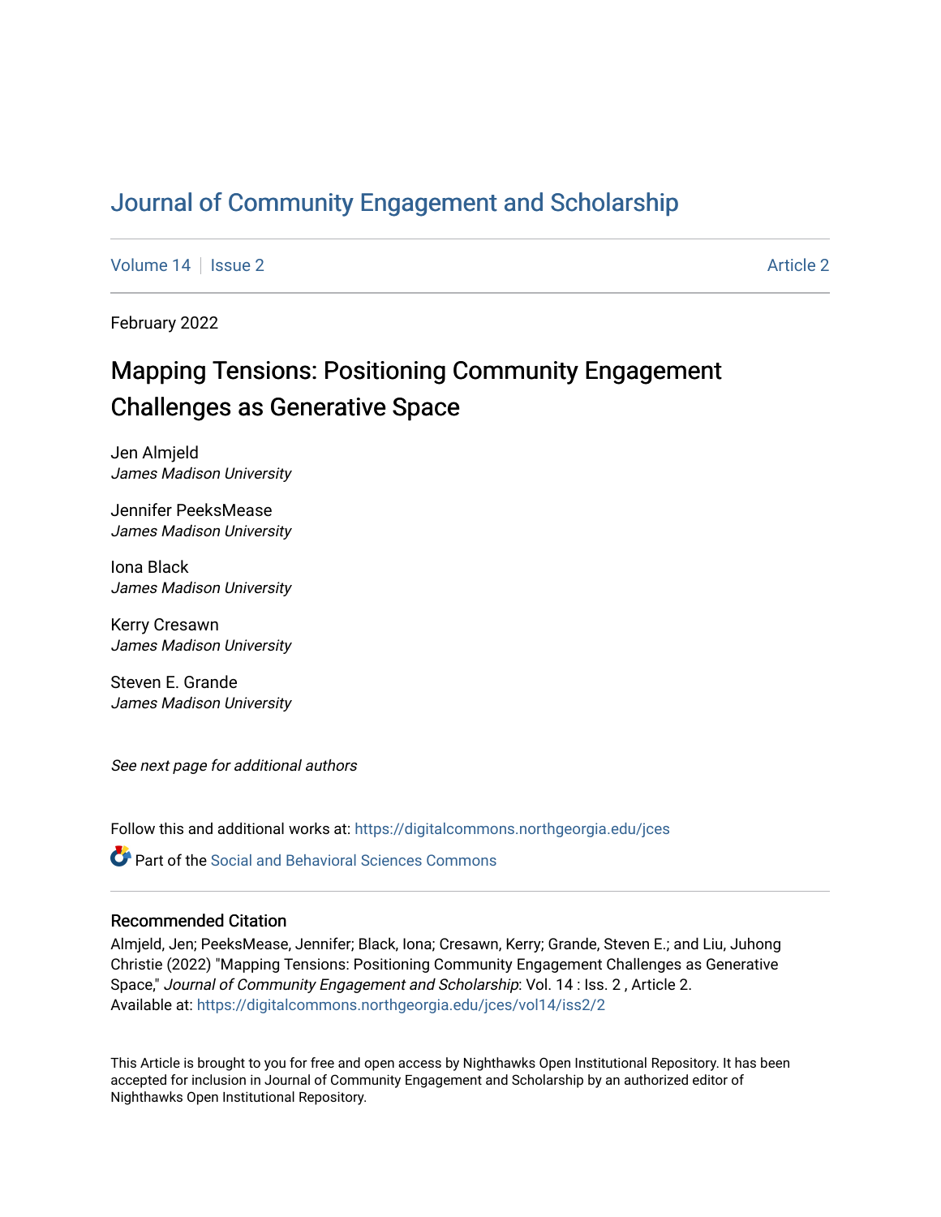# Journal of Community Engagement and Scholarship

Volume 14 | Issue 2 Article 2

February 2022

## Mapping Tensions: Positioning Community Engagement Challenges as Generative Space

Jen Almjeld
*James Madison University*

Jennifer PeeksMease
*James Madison University*

Iona Black
*James Madison University*

Kerry Cresawn
*James Madison University*

Steven E. Grande
*James Madison University*

*See next page for additional authors*

Follow this and additional works at: https://digitalcommons.northgeorgia.edu/jces

Part of the Social and Behavioral Sciences Commons

### Recommended Citation

Almjeld, Jen; PeeksMease, Jennifer; Black, Iona; Cresawn, Kerry; Grande, Steven E.; and Liu, Juhong Christie (2022) "Mapping Tensions: Positioning Community Engagement Challenges as Generative Space," *Journal of Community Engagement and Scholarship*: Vol. 14 : Iss. 2 , Article 2.
Available at: https://digitalcommons.northgeorgia.edu/jces/vol14/iss2/2

This Article is brought to you for free and open access by Nighthawks Open Institutional Repository. It has been accepted for inclusion in Journal of Community Engagement and Scholarship by an authorized editor of Nighthawks Open Institutional Repository.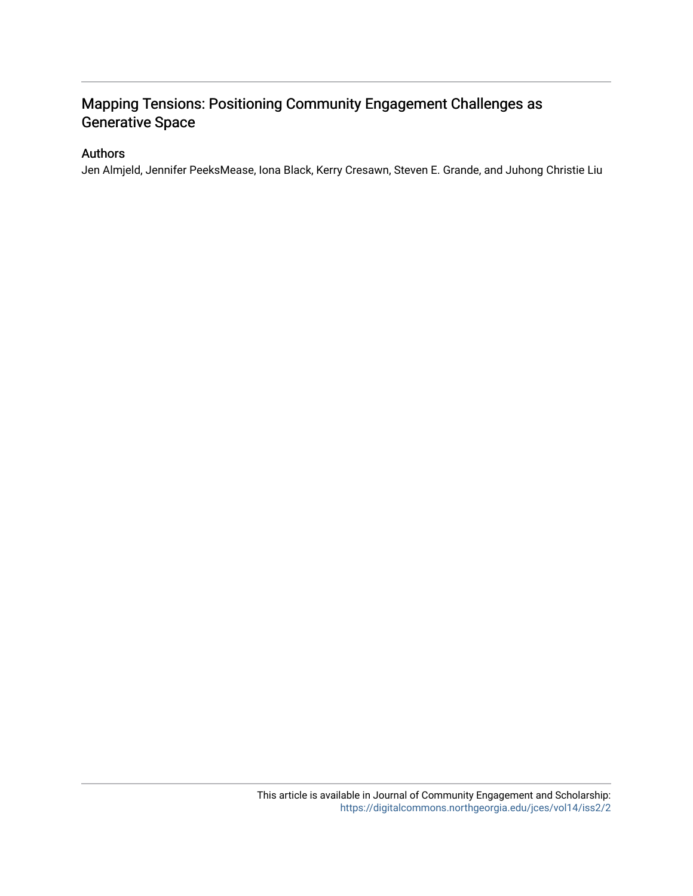# Mapping Tensions: Positioning Community Engagement Challenges as Generative Space

## Authors

Jen Almjeld, Jennifer PeeksMease, Iona Black, Kerry Cresawn, Steven E. Grande, and Juhong Christie Liu

This article is available in Journal of Community Engagement and Scholarship: https://digitalcommons.northgeorgia.edu/jces/vol14/iss2/2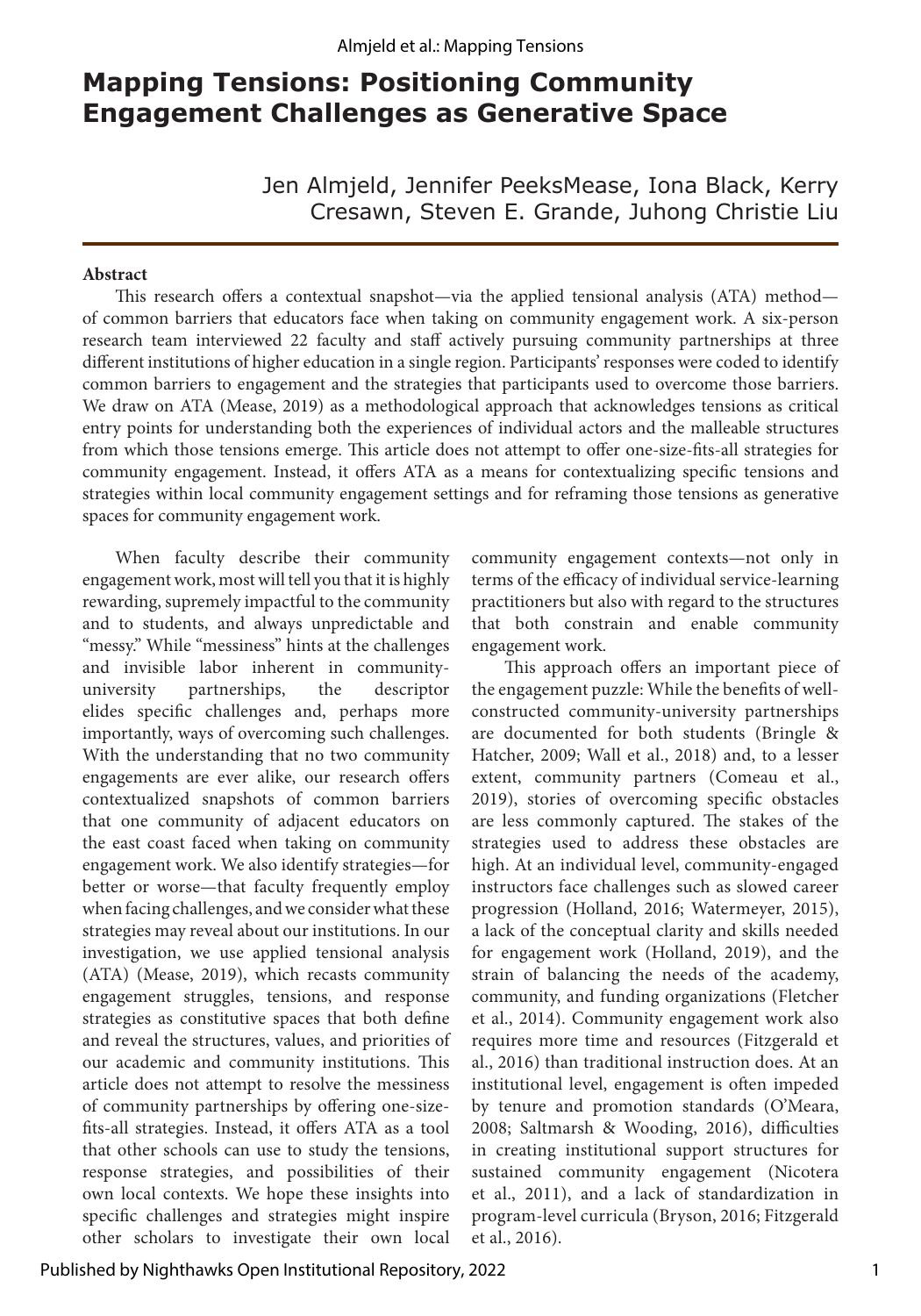# Mapping Tensions: Positioning Community Engagement Challenges as Generative Space

Jen Almjeld, Jennifer PeeksMease, Iona Black, Kerry Cresawn, Steven E. Grande, Juhong Christie Liu

**Abstract**

This research offers a contextual snapshot—via the applied tensional analysis (ATA) method—of common barriers that educators face when taking on community engagement work. A six-person research team interviewed 22 faculty and staff actively pursuing community partnerships at three different institutions of higher education in a single region. Participants' responses were coded to identify common barriers to engagement and the strategies that participants used to overcome those barriers. We draw on ATA (Mease, 2019) as a methodological approach that acknowledges tensions as critical entry points for understanding both the experiences of individual actors and the malleable structures from which those tensions emerge. This article does not attempt to offer one-size-fits-all strategies for community engagement. Instead, it offers ATA as a means for contextualizing specific tensions and strategies within local community engagement settings and for reframing those tensions as generative spaces for community engagement work.

When faculty describe their community engagement work, most will tell you that it is highly rewarding, supremely impactful to the community and to students, and always unpredictable and "messy." While "messiness" hints at the challenges and invisible labor inherent in community-university partnerships, the descriptor elides specific challenges and, perhaps more importantly, ways of overcoming such challenges. With the understanding that no two community engagements are ever alike, our research offers contextualized snapshots of common barriers that one community of adjacent educators on the east coast faced when taking on community engagement work. We also identify strategies—for better or worse—that faculty frequently employ when facing challenges, and we consider what these strategies may reveal about our institutions. In our investigation, we use applied tensional analysis (ATA) (Mease, 2019), which recasts community engagement struggles, tensions, and response strategies as constitutive spaces that both define and reveal the structures, values, and priorities of our academic and community institutions. This article does not attempt to resolve the messiness of community partnerships by offering one-size-fits-all strategies. Instead, it offers ATA as a tool that other schools can use to study the tensions, response strategies, and possibilities of their own local contexts. We hope these insights into specific challenges and strategies might inspire other scholars to investigate their own local community engagement contexts—not only in terms of the efficacy of individual service-learning practitioners but also with regard to the structures that both constrain and enable community engagement work.

This approach offers an important piece of the engagement puzzle: While the benefits of well-constructed community-university partnerships are documented for both students (Bringle & Hatcher, 2009; Wall et al., 2018) and, to a lesser extent, community partners (Comeau et al., 2019), stories of overcoming specific obstacles are less commonly captured. The stakes of the strategies used to address these obstacles are high. At an individual level, community-engaged instructors face challenges such as slowed career progression (Holland, 2016; Watermeyer, 2015), a lack of the conceptual clarity and skills needed for engagement work (Holland, 2019), and the strain of balancing the needs of the academy, community, and funding organizations (Fletcher et al., 2014). Community engagement work also requires more time and resources (Fitzgerald et al., 2016) than traditional instruction does. At an institutional level, engagement is often impeded by tenure and promotion standards (O'Meara, 2008; Saltmarsh & Wooding, 2016), difficulties in creating institutional support structures for sustained community engagement (Nicotera et al., 2011), and a lack of standardization in program-level curricula (Bryson, 2016; Fitzgerald et al., 2016).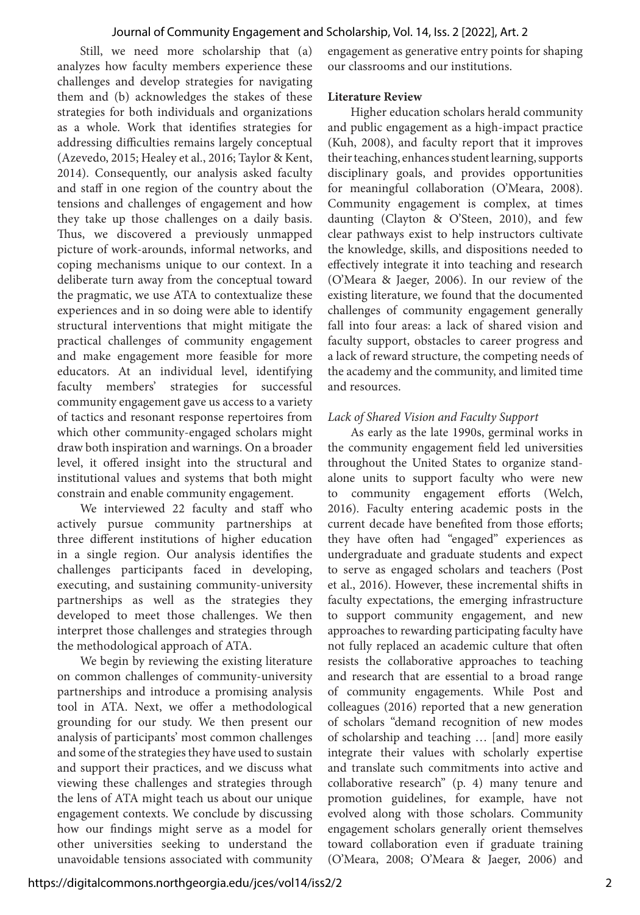Still, we need more scholarship that (a) analyzes how faculty members experience these challenges and develop strategies for navigating them and (b) acknowledges the stakes of these strategies for both individuals and organizations as a whole. Work that identifies strategies for addressing difficulties remains largely conceptual (Azevedo, 2015; Healey et al., 2016; Taylor & Kent, 2014). Consequently, our analysis asked faculty and staff in one region of the country about the tensions and challenges of engagement and how they take up those challenges on a daily basis. Thus, we discovered a previously unmapped picture of work-arounds, informal networks, and coping mechanisms unique to our context. In a deliberate turn away from the conceptual toward the pragmatic, we use ATA to contextualize these experiences and in so doing were able to identify structural interventions that might mitigate the practical challenges of community engagement and make engagement more feasible for more educators. At an individual level, identifying faculty members' strategies for successful community engagement gave us access to a variety of tactics and resonant response repertoires from which other community-engaged scholars might draw both inspiration and warnings. On a broader level, it offered insight into the structural and institutional values and systems that both might constrain and enable community engagement.

We interviewed 22 faculty and staff who actively pursue community partnerships at three different institutions of higher education in a single region. Our analysis identifies the challenges participants faced in developing, executing, and sustaining community-university partnerships as well as the strategies they developed to meet those challenges. We then interpret those challenges and strategies through the methodological approach of ATA.

We begin by reviewing the existing literature on common challenges of community-university partnerships and introduce a promising analysis tool in ATA. Next, we offer a methodological grounding for our study. We then present our analysis of participants' most common challenges and some of the strategies they have used to sustain and support their practices, and we discuss what viewing these challenges and strategies through the lens of ATA might teach us about our unique engagement contexts. We conclude by discussing how our findings might serve as a model for other universities seeking to understand the unavoidable tensions associated with community engagement as generative entry points for shaping our classrooms and our institutions.

**Literature Review**

Higher education scholars herald community and public engagement as a high-impact practice (Kuh, 2008), and faculty report that it improves their teaching, enhances student learning, supports disciplinary goals, and provides opportunities for meaningful collaboration (O'Meara, 2008). Community engagement is complex, at times daunting (Clayton & O'Steen, 2010), and few clear pathways exist to help instructors cultivate the knowledge, skills, and dispositions needed to effectively integrate it into teaching and research (O'Meara & Jaeger, 2006). In our review of the existing literature, we found that the documented challenges of community engagement generally fall into four areas: a lack of shared vision and faculty support, obstacles to career progress and a lack of reward structure, the competing needs of the academy and the community, and limited time and resources.

*Lack of Shared Vision and Faculty Support*

As early as the late 1990s, germinal works in the community engagement field led universities throughout the United States to organize stand-alone units to support faculty who were new to community engagement efforts (Welch, 2016). Faculty entering academic posts in the current decade have benefited from those efforts; they have often had "engaged" experiences as undergraduate and graduate students and expect to serve as engaged scholars and teachers (Post et al., 2016). However, these incremental shifts in faculty expectations, the emerging infrastructure to support community engagement, and new approaches to rewarding participating faculty have not fully replaced an academic culture that often resists the collaborative approaches to teaching and research that are essential to a broad range of community engagements. While Post and colleagues (2016) reported that a new generation of scholars "demand recognition of new modes of scholarship and teaching … [and] more easily integrate their values with scholarly expertise and translate such commitments into active and collaborative research" (p. 4) many tenure and promotion guidelines, for example, have not evolved along with those scholars. Community engagement scholars generally orient themselves toward collaboration even if graduate training (O'Meara, 2008; O'Meara & Jaeger, 2006) and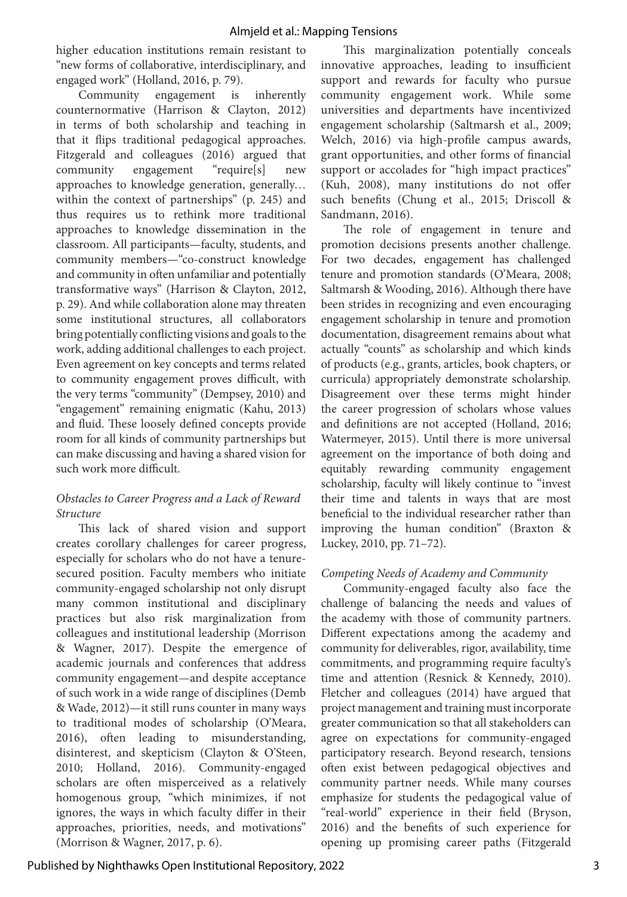higher education institutions remain resistant to "new forms of collaborative, interdisciplinary, and engaged work" (Holland, 2016, p. 79).

Community engagement is inherently counternormative (Harrison & Clayton, 2012) in terms of both scholarship and teaching in that it flips traditional pedagogical approaches. Fitzgerald and colleagues (2016) argued that community engagement "require[s] new approaches to knowledge generation, generally… within the context of partnerships" (p. 245) and thus requires us to rethink more traditional approaches to knowledge dissemination in the classroom. All participants—faculty, students, and community members—"co-construct knowledge and community in often unfamiliar and potentially transformative ways" (Harrison & Clayton, 2012, p. 29). And while collaboration alone may threaten some institutional structures, all collaborators bring potentially conflicting visions and goals to the work, adding additional challenges to each project. Even agreement on key concepts and terms related to community engagement proves difficult, with the very terms "community" (Dempsey, 2010) and "engagement" remaining enigmatic (Kahu, 2013) and fluid. These loosely defined concepts provide room for all kinds of community partnerships but can make discussing and having a shared vision for such work more difficult.

### *Obstacles to Career Progress and a Lack of Reward Structure*

This lack of shared vision and support creates corollary challenges for career progress, especially for scholars who do not have a tenure-secured position. Faculty members who initiate community-engaged scholarship not only disrupt many common institutional and disciplinary practices but also risk marginalization from colleagues and institutional leadership (Morrison & Wagner, 2017). Despite the emergence of academic journals and conferences that address community engagement—and despite acceptance of such work in a wide range of disciplines (Demb & Wade, 2012)—it still runs counter in many ways to traditional modes of scholarship (O'Meara, 2016), often leading to misunderstanding, disinterest, and skepticism (Clayton & O'Steen, 2010; Holland, 2016). Community-engaged scholars are often misperceived as a relatively homogenous group, "which minimizes, if not ignores, the ways in which faculty differ in their approaches, priorities, needs, and motivations" (Morrison & Wagner, 2017, p. 6).

This marginalization potentially conceals innovative approaches, leading to insufficient support and rewards for faculty who pursue community engagement work. While some universities and departments have incentivized engagement scholarship (Saltmarsh et al., 2009; Welch, 2016) via high-profile campus awards, grant opportunities, and other forms of financial support or accolades for "high impact practices" (Kuh, 2008), many institutions do not offer such benefits (Chung et al., 2015; Driscoll & Sandmann, 2016).

The role of engagement in tenure and promotion decisions presents another challenge. For two decades, engagement has challenged tenure and promotion standards (O'Meara, 2008; Saltmarsh & Wooding, 2016). Although there have been strides in recognizing and even encouraging engagement scholarship in tenure and promotion documentation, disagreement remains about what actually "counts" as scholarship and which kinds of products (e.g., grants, articles, book chapters, or curricula) appropriately demonstrate scholarship. Disagreement over these terms might hinder the career progression of scholars whose values and definitions are not accepted (Holland, 2016; Watermeyer, 2015). Until there is more universal agreement on the importance of both doing and equitably rewarding community engagement scholarship, faculty will likely continue to "invest their time and talents in ways that are most beneficial to the individual researcher rather than improving the human condition" (Braxton & Luckey, 2010, pp. 71–72).

### *Competing Needs of Academy and Community*

Community-engaged faculty also face the challenge of balancing the needs and values of the academy with those of community partners. Different expectations among the academy and community for deliverables, rigor, availability, time commitments, and programming require faculty's time and attention (Resnick & Kennedy, 2010). Fletcher and colleagues (2014) have argued that project management and training must incorporate greater communication so that all stakeholders can agree on expectations for community-engaged participatory research. Beyond research, tensions often exist between pedagogical objectives and community partner needs. While many courses emphasize for students the pedagogical value of "real-world" experience in their field (Bryson, 2016) and the benefits of such experience for opening up promising career paths (Fitzgerald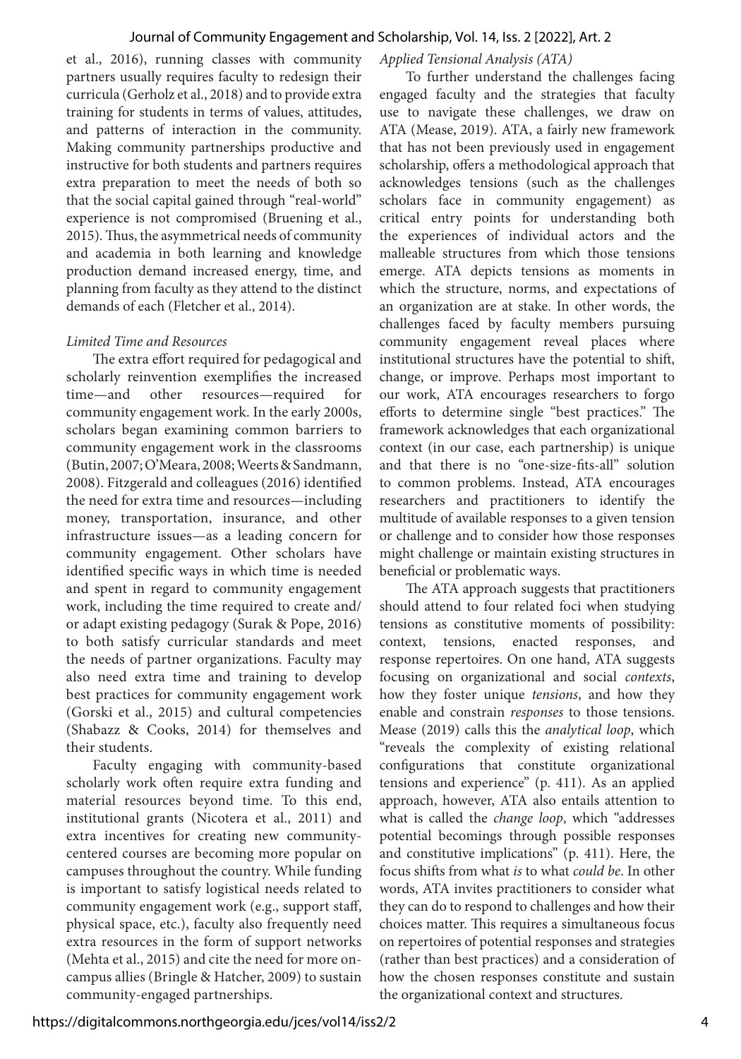et al., 2016), running classes with community partners usually requires faculty to redesign their curricula (Gerholz et al., 2018) and to provide extra training for students in terms of values, attitudes, and patterns of interaction in the community. Making community partnerships productive and instructive for both students and partners requires extra preparation to meet the needs of both so that the social capital gained through "real-world" experience is not compromised (Bruening et al., 2015). Thus, the asymmetrical needs of community and academia in both learning and knowledge production demand increased energy, time, and planning from faculty as they attend to the distinct demands of each (Fletcher et al., 2014).

*Limited Time and Resources*

The extra effort required for pedagogical and scholarly reinvention exemplifies the increased time—and other resources—required for community engagement work. In the early 2000s, scholars began examining common barriers to community engagement work in the classrooms (Butin, 2007; O'Meara, 2008; Weerts & Sandmann, 2008). Fitzgerald and colleagues (2016) identified the need for extra time and resources—including money, transportation, insurance, and other infrastructure issues—as a leading concern for community engagement. Other scholars have identified specific ways in which time is needed and spent in regard to community engagement work, including the time required to create and/or adapt existing pedagogy (Surak & Pope, 2016) to both satisfy curricular standards and meet the needs of partner organizations. Faculty may also need extra time and training to develop best practices for community engagement work (Gorski et al., 2015) and cultural competencies (Shabazz & Cooks, 2014) for themselves and their students.

Faculty engaging with community-based scholarly work often require extra funding and material resources beyond time. To this end, institutional grants (Nicotera et al., 2011) and extra incentives for creating new community-centered courses are becoming more popular on campuses throughout the country. While funding is important to satisfy logistical needs related to community engagement work (e.g., support staff, physical space, etc.), faculty also frequently need extra resources in the form of support networks (Mehta et al., 2015) and cite the need for more on-campus allies (Bringle & Hatcher, 2009) to sustain community-engaged partnerships.

*Applied Tensional Analysis (ATA)*

To further understand the challenges facing engaged faculty and the strategies that faculty use to navigate these challenges, we draw on ATA (Mease, 2019). ATA, a fairly new framework that has not been previously used in engagement scholarship, offers a methodological approach that acknowledges tensions (such as the challenges scholars face in community engagement) as critical entry points for understanding both the experiences of individual actors and the malleable structures from which those tensions emerge. ATA depicts tensions as moments in which the structure, norms, and expectations of an organization are at stake. In other words, the challenges faced by faculty members pursuing community engagement reveal places where institutional structures have the potential to shift, change, or improve. Perhaps most important to our work, ATA encourages researchers to forgo efforts to determine single "best practices." The framework acknowledges that each organizational context (in our case, each partnership) is unique and that there is no "one-size-fits-all" solution to common problems. Instead, ATA encourages researchers and practitioners to identify the multitude of available responses to a given tension or challenge and to consider how those responses might challenge or maintain existing structures in beneficial or problematic ways.

The ATA approach suggests that practitioners should attend to four related foci when studying tensions as constitutive moments of possibility: context, tensions, enacted responses, and response repertoires. On one hand, ATA suggests focusing on organizational and social *contexts*, how they foster unique *tensions*, and how they enable and constrain *responses* to those tensions. Mease (2019) calls this the *analytical loop*, which "reveals the complexity of existing relational configurations that constitute organizational tensions and experience" (p. 411). As an applied approach, however, ATA also entails attention to what is called the *change loop*, which "addresses potential becomings through possible responses and constitutive implications" (p. 411). Here, the focus shifts from what *is* to what *could be*. In other words, ATA invites practitioners to consider what they can do to respond to challenges and how their choices matter. This requires a simultaneous focus on repertoires of potential responses and strategies (rather than best practices) and a consideration of how the chosen responses constitute and sustain the organizational context and structures.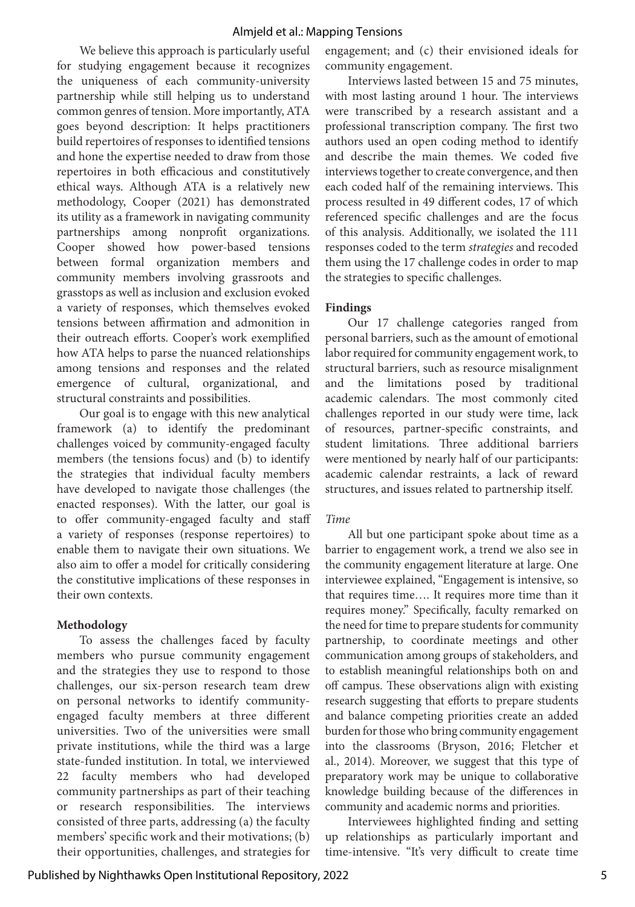We believe this approach is particularly useful for studying engagement because it recognizes the uniqueness of each community-university partnership while still helping us to understand common genres of tension. More importantly, ATA goes beyond description: It helps practitioners build repertoires of responses to identified tensions and hone the expertise needed to draw from those repertoires in both efficacious and constitutively ethical ways. Although ATA is a relatively new methodology, Cooper (2021) has demonstrated its utility as a framework in navigating community partnerships among nonprofit organizations. Cooper showed how power-based tensions between formal organization members and community members involving grassroots and grasstops as well as inclusion and exclusion evoked a variety of responses, which themselves evoked tensions between affirmation and admonition in their outreach efforts. Cooper's work exemplified how ATA helps to parse the nuanced relationships among tensions and responses and the related emergence of cultural, organizational, and structural constraints and possibilities.

Our goal is to engage with this new analytical framework (a) to identify the predominant challenges voiced by community-engaged faculty members (the tensions focus) and (b) to identify the strategies that individual faculty members have developed to navigate those challenges (the enacted responses). With the latter, our goal is to offer community-engaged faculty and staff a variety of responses (response repertoires) to enable them to navigate their own situations. We also aim to offer a model for critically considering the constitutive implications of these responses in their own contexts.

## Methodology

To assess the challenges faced by faculty members who pursue community engagement and the strategies they use to respond to those challenges, our six-person research team drew on personal networks to identify community-engaged faculty members at three different universities. Two of the universities were small private institutions, while the third was a large state-funded institution. In total, we interviewed 22 faculty members who had developed community partnerships as part of their teaching or research responsibilities. The interviews consisted of three parts, addressing (a) the faculty members' specific work and their motivations; (b) their opportunities, challenges, and strategies for engagement; and (c) their envisioned ideals for community engagement.

Interviews lasted between 15 and 75 minutes, with most lasting around 1 hour. The interviews were transcribed by a research assistant and a professional transcription company. The first two authors used an open coding method to identify and describe the main themes. We coded five interviews together to create convergence, and then each coded half of the remaining interviews. This process resulted in 49 different codes, 17 of which referenced specific challenges and are the focus of this analysis. Additionally, we isolated the 111 responses coded to the term *strategies* and recoded them using the 17 challenge codes in order to map the strategies to specific challenges.

## Findings

Our 17 challenge categories ranged from personal barriers, such as the amount of emotional labor required for community engagement work, to structural barriers, such as resource misalignment and the limitations posed by traditional academic calendars. The most commonly cited challenges reported in our study were time, lack of resources, partner-specific constraints, and student limitations. Three additional barriers were mentioned by nearly half of our participants: academic calendar restraints, a lack of reward structures, and issues related to partnership itself.

### *Time*

All but one participant spoke about time as a barrier to engagement work, a trend we also see in the community engagement literature at large. One interviewee explained, "Engagement is intensive, so that requires time…. It requires more time than it requires money." Specifically, faculty remarked on the need for time to prepare students for community partnership, to coordinate meetings and other communication among groups of stakeholders, and to establish meaningful relationships both on and off campus. These observations align with existing research suggesting that efforts to prepare students and balance competing priorities create an added burden for those who bring community engagement into the classrooms (Bryson, 2016; Fletcher et al., 2014). Moreover, we suggest that this type of preparatory work may be unique to collaborative knowledge building because of the differences in community and academic norms and priorities.

Interviewees highlighted finding and setting up relationships as particularly important and time-intensive. "It's very difficult to create time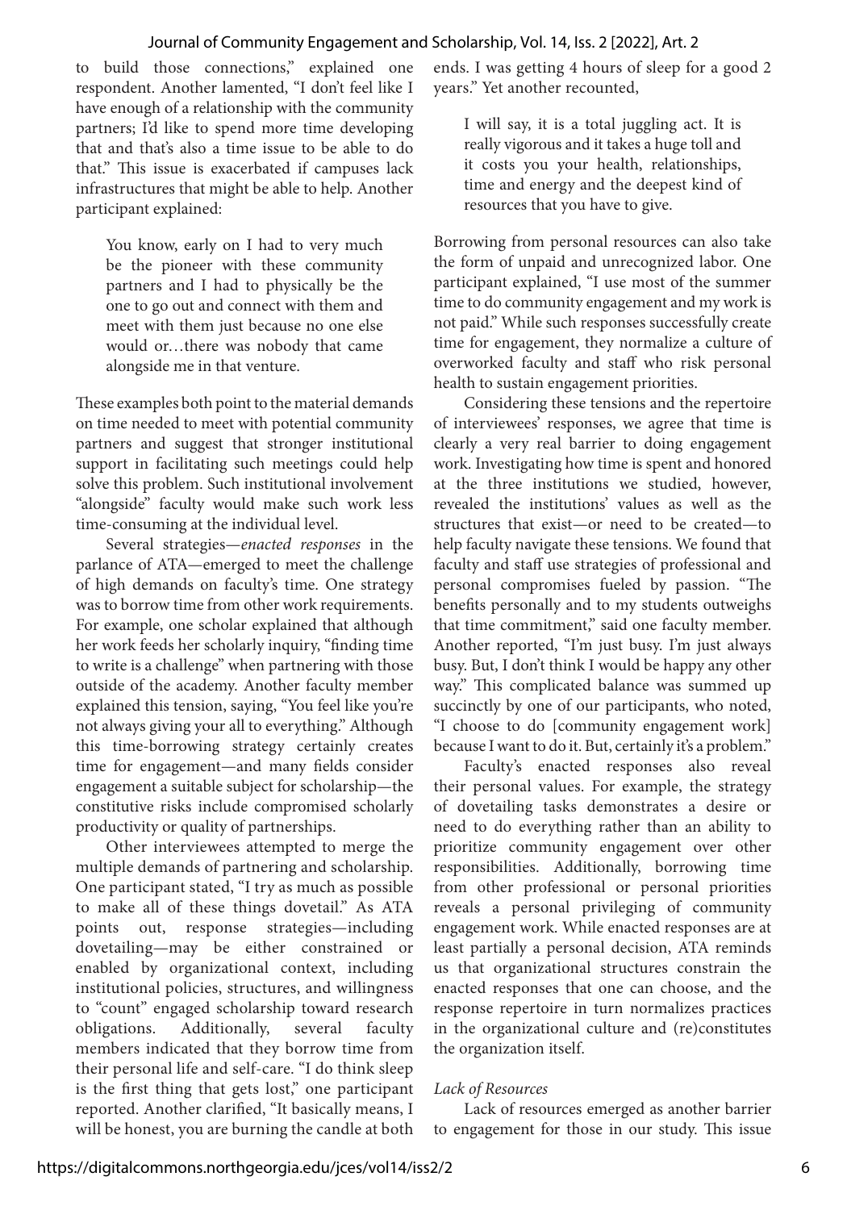to build those connections," explained one respondent. Another lamented, "I don't feel like I have enough of a relationship with the community partners; I'd like to spend more time developing that and that's also a time issue to be able to do that." This issue is exacerbated if campuses lack infrastructures that might be able to help. Another participant explained:

> You know, early on I had to very much be the pioneer with these community partners and I had to physically be the one to go out and connect with them and meet with them just because no one else would or…there was nobody that came alongside me in that venture.

These examples both point to the material demands on time needed to meet with potential community partners and suggest that stronger institutional support in facilitating such meetings could help solve this problem. Such institutional involvement "alongside" faculty would make such work less time-consuming at the individual level.

Several strategies—*enacted responses* in the parlance of ATA—emerged to meet the challenge of high demands on faculty's time. One strategy was to borrow time from other work requirements. For example, one scholar explained that although her work feeds her scholarly inquiry, "finding time to write is a challenge" when partnering with those outside of the academy. Another faculty member explained this tension, saying, "You feel like you're not always giving your all to everything." Although this time-borrowing strategy certainly creates time for engagement—and many fields consider engagement a suitable subject for scholarship—the constitutive risks include compromised scholarly productivity or quality of partnerships.

Other interviewees attempted to merge the multiple demands of partnering and scholarship. One participant stated, "I try as much as possible to make all of these things dovetail." As ATA points out, response strategies—including dovetailing—may be either constrained or enabled by organizational context, including institutional policies, structures, and willingness to "count" engaged scholarship toward research obligations. Additionally, several faculty members indicated that they borrow time from their personal life and self-care. "I do think sleep is the first thing that gets lost," one participant reported. Another clarified, "It basically means, I will be honest, you are burning the candle at both ends. I was getting 4 hours of sleep for a good 2 years." Yet another recounted,

> I will say, it is a total juggling act. It is really vigorous and it takes a huge toll and it costs you your health, relationships, time and energy and the deepest kind of resources that you have to give.

Borrowing from personal resources can also take the form of unpaid and unrecognized labor. One participant explained, "I use most of the summer time to do community engagement and my work is not paid." While such responses successfully create time for engagement, they normalize a culture of overworked faculty and staff who risk personal health to sustain engagement priorities.

Considering these tensions and the repertoire of interviewees' responses, we agree that time is clearly a very real barrier to doing engagement work. Investigating how time is spent and honored at the three institutions we studied, however, revealed the institutions' values as well as the structures that exist—or need to be created—to help faculty navigate these tensions. We found that faculty and staff use strategies of professional and personal compromises fueled by passion. "The benefits personally and to my students outweighs that time commitment," said one faculty member. Another reported, "I'm just busy. I'm just always busy. But, I don't think I would be happy any other way." This complicated balance was summed up succinctly by one of our participants, who noted, "I choose to do [community engagement work] because I want to do it. But, certainly it's a problem."

Faculty's enacted responses also reveal their personal values. For example, the strategy of dovetailing tasks demonstrates a desire or need to do everything rather than an ability to prioritize community engagement over other responsibilities. Additionally, borrowing time from other professional or personal priorities reveals a personal privileging of community engagement work. While enacted responses are at least partially a personal decision, ATA reminds us that organizational structures constrain the enacted responses that one can choose, and the response repertoire in turn normalizes practices in the organizational culture and (re)constitutes the organization itself.

### *Lack of Resources*

Lack of resources emerged as another barrier to engagement for those in our study. This issue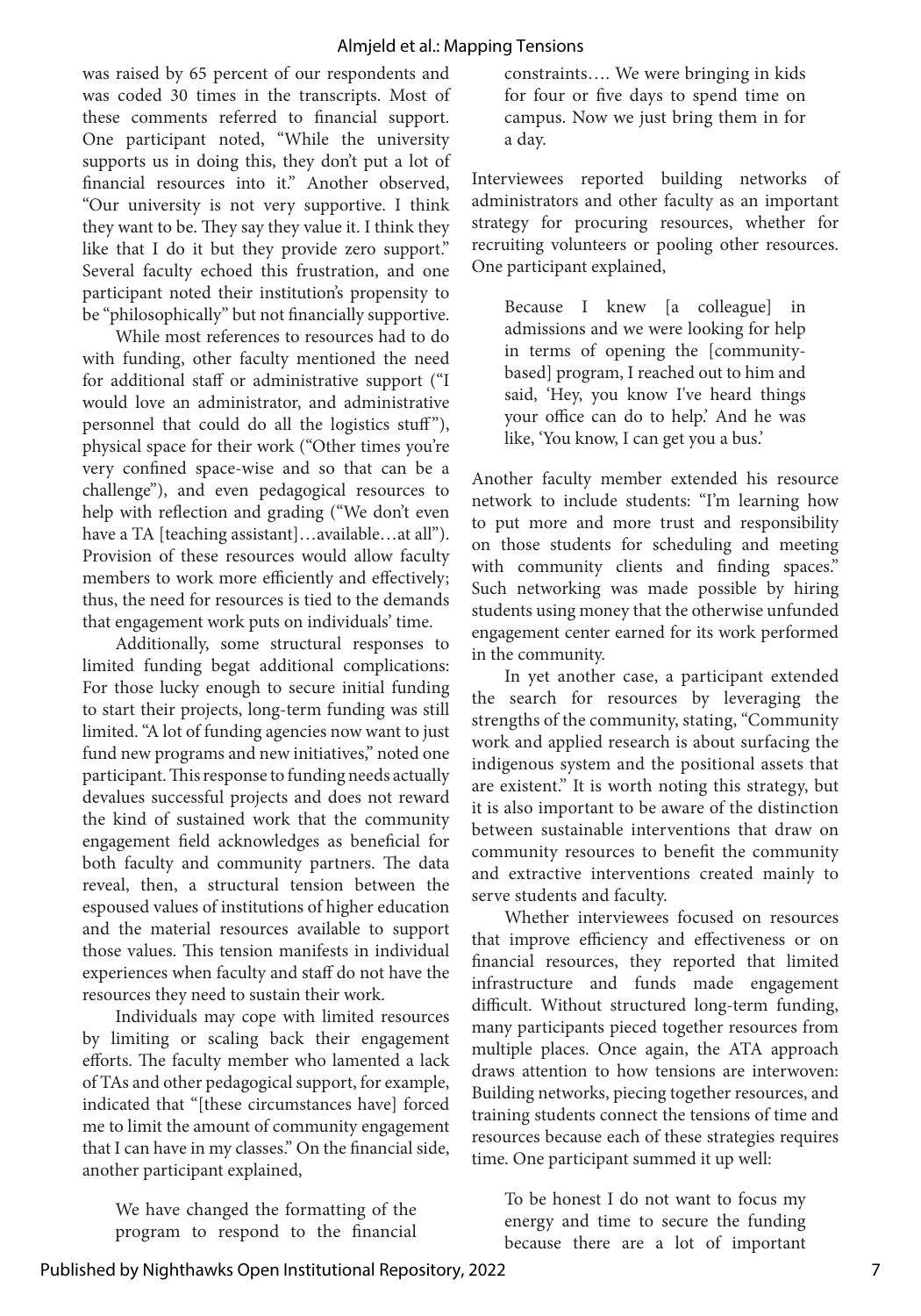was raised by 65 percent of our respondents and was coded 30 times in the transcripts. Most of these comments referred to financial support. One participant noted, "While the university supports us in doing this, they don't put a lot of financial resources into it." Another observed, "Our university is not very supportive. I think they want to be. They say they value it. I think they like that I do it but they provide zero support." Several faculty echoed this frustration, and one participant noted their institution's propensity to be "philosophically" but not financially supportive.

While most references to resources had to do with funding, other faculty mentioned the need for additional staff or administrative support ("I would love an administrator, and administrative personnel that could do all the logistics stuff"), physical space for their work ("Other times you're very confined space-wise and so that can be a challenge"), and even pedagogical resources to help with reflection and grading ("We don't even have a TA [teaching assistant]…available…at all"). Provision of these resources would allow faculty members to work more efficiently and effectively; thus, the need for resources is tied to the demands that engagement work puts on individuals' time.

Additionally, some structural responses to limited funding begat additional complications: For those lucky enough to secure initial funding to start their projects, long-term funding was still limited. "A lot of funding agencies now want to just fund new programs and new initiatives," noted one participant. This response to funding needs actually devalues successful projects and does not reward the kind of sustained work that the community engagement field acknowledges as beneficial for both faculty and community partners. The data reveal, then, a structural tension between the espoused values of institutions of higher education and the material resources available to support those values. This tension manifests in individual experiences when faculty and staff do not have the resources they need to sustain their work.

Individuals may cope with limited resources by limiting or scaling back their engagement efforts. The faculty member who lamented a lack of TAs and other pedagogical support, for example, indicated that "[these circumstances have] forced me to limit the amount of community engagement that I can have in my classes." On the financial side, another participant explained,

> We have changed the formatting of the program to respond to the financial constraints…. We were bringing in kids for four or five days to spend time on campus. Now we just bring them in for a day.

Interviewees reported building networks of administrators and other faculty as an important strategy for procuring resources, whether for recruiting volunteers or pooling other resources. One participant explained,

> Because I knew [a colleague] in admissions and we were looking for help in terms of opening the [community-based] program, I reached out to him and said, 'Hey, you know I've heard things your office can do to help.' And he was like, 'You know, I can get you a bus.'

Another faculty member extended his resource network to include students: "I'm learning how to put more and more trust and responsibility on those students for scheduling and meeting with community clients and finding spaces." Such networking was made possible by hiring students using money that the otherwise unfunded engagement center earned for its work performed in the community.

In yet another case, a participant extended the search for resources by leveraging the strengths of the community, stating, "Community work and applied research is about surfacing the indigenous system and the positional assets that are existent." It is worth noting this strategy, but it is also important to be aware of the distinction between sustainable interventions that draw on community resources to benefit the community and extractive interventions created mainly to serve students and faculty.

Whether interviewees focused on resources that improve efficiency and effectiveness or on financial resources, they reported that limited infrastructure and funds made engagement difficult. Without structured long-term funding, many participants pieced together resources from multiple places. Once again, the ATA approach draws attention to how tensions are interwoven: Building networks, piecing together resources, and training students connect the tensions of time and resources because each of these strategies requires time. One participant summed it up well:

> To be honest I do not want to focus my energy and time to secure the funding because there are a lot of important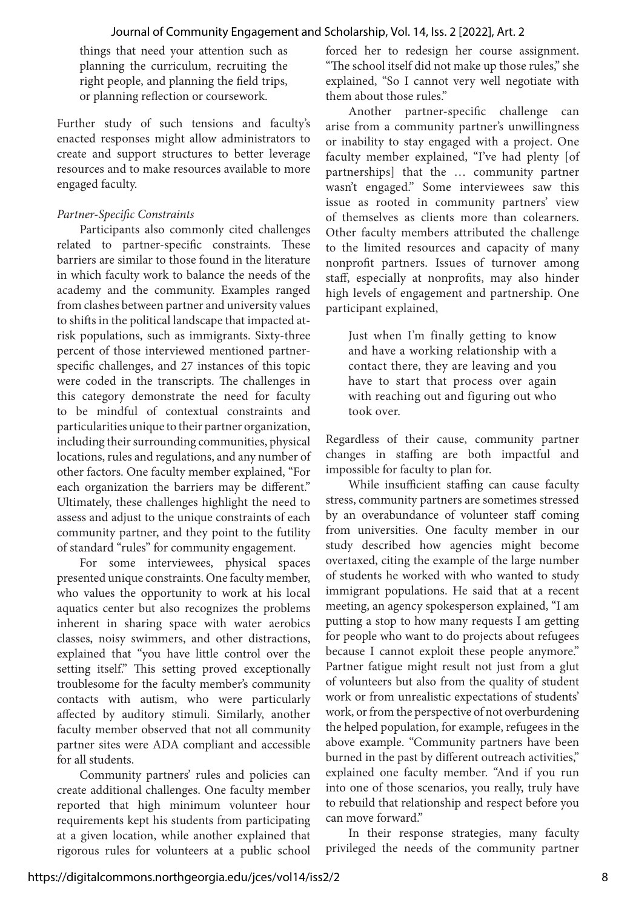> things that need your attention such as planning the curriculum, recruiting the right people, and planning the field trips, or planning reflection or coursework.

Further study of such tensions and faculty's enacted responses might allow administrators to create and support structures to better leverage resources and to make resources available to more engaged faculty.

*Partner-Specific Constraints*

Participants also commonly cited challenges related to partner-specific constraints. These barriers are similar to those found in the literature in which faculty work to balance the needs of the academy and the community. Examples ranged from clashes between partner and university values to shifts in the political landscape that impacted at-risk populations, such as immigrants. Sixty-three percent of those interviewed mentioned partner-specific challenges, and 27 instances of this topic were coded in the transcripts. The challenges in this category demonstrate the need for faculty to be mindful of contextual constraints and particularities unique to their partner organization, including their surrounding communities, physical locations, rules and regulations, and any number of other factors. One faculty member explained, "For each organization the barriers may be different." Ultimately, these challenges highlight the need to assess and adjust to the unique constraints of each community partner, and they point to the futility of standard "rules" for community engagement.

For some interviewees, physical spaces presented unique constraints. One faculty member, who values the opportunity to work at his local aquatics center but also recognizes the problems inherent in sharing space with water aerobics classes, noisy swimmers, and other distractions, explained that "you have little control over the setting itself." This setting proved exceptionally troublesome for the faculty member's community contacts with autism, who were particularly affected by auditory stimuli. Similarly, another faculty member observed that not all community partner sites were ADA compliant and accessible for all students.

Community partners' rules and policies can create additional challenges. One faculty member reported that high minimum volunteer hour requirements kept his students from participating at a given location, while another explained that rigorous rules for volunteers at a public school forced her to redesign her course assignment. "The school itself did not make up those rules," she explained, "So I cannot very well negotiate with them about those rules."

Another partner-specific challenge can arise from a community partner's unwillingness or inability to stay engaged with a project. One faculty member explained, "I've had plenty [of partnerships] that the … community partner wasn't engaged." Some interviewees saw this issue as rooted in community partners' view of themselves as clients more than colearners. Other faculty members attributed the challenge to the limited resources and capacity of many nonprofit partners. Issues of turnover among staff, especially at nonprofits, may also hinder high levels of engagement and partnership. One participant explained,

> Just when I'm finally getting to know and have a working relationship with a contact there, they are leaving and you have to start that process over again with reaching out and figuring out who took over.

Regardless of their cause, community partner changes in staffing are both impactful and impossible for faculty to plan for.

While insufficient staffing can cause faculty stress, community partners are sometimes stressed by an overabundance of volunteer staff coming from universities. One faculty member in our study described how agencies might become overtaxed, citing the example of the large number of students he worked with who wanted to study immigrant populations. He said that at a recent meeting, an agency spokesperson explained, "I am putting a stop to how many requests I am getting for people who want to do projects about refugees because I cannot exploit these people anymore." Partner fatigue might result not just from a glut of volunteers but also from the quality of student work or from unrealistic expectations of students' work, or from the perspective of not overburdening the helped population, for example, refugees in the above example. "Community partners have been burned in the past by different outreach activities," explained one faculty member. "And if you run into one of those scenarios, you really, truly have to rebuild that relationship and respect before you can move forward."

In their response strategies, many faculty privileged the needs of the community partner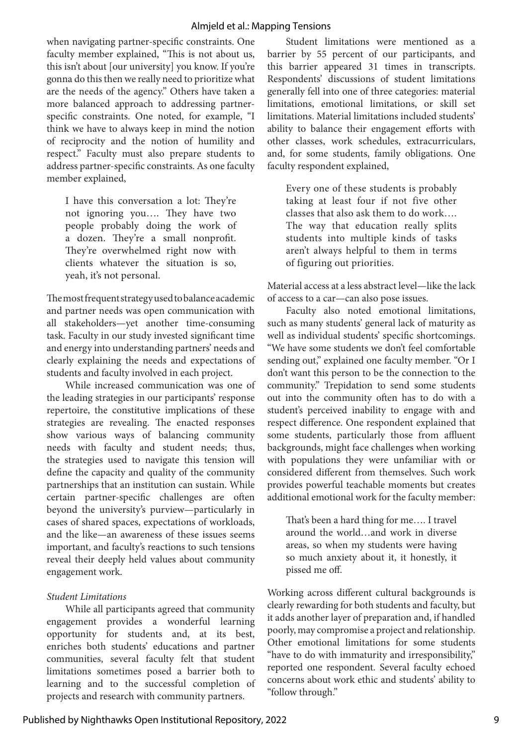when navigating partner-specific constraints. One faculty member explained, "This is not about us, this isn't about [our university] you know. If you're gonna do this then we really need to prioritize what are the needs of the agency." Others have taken a more balanced approach to addressing partner-specific constraints. One noted, for example, "I think we have to always keep in mind the notion of reciprocity and the notion of humility and respect." Faculty must also prepare students to address partner-specific constraints. As one faculty member explained,

> I have this conversation a lot: They're not ignoring you…. They have two people probably doing the work of a dozen. They're a small nonprofit. They're overwhelmed right now with clients whatever the situation is so, yeah, it's not personal.

The most frequent strategy used to balance academic and partner needs was open communication with all stakeholders—yet another time-consuming task. Faculty in our study invested significant time and energy into understanding partners' needs and clearly explaining the needs and expectations of students and faculty involved in each project.

While increased communication was one of the leading strategies in our participants' response repertoire, the constitutive implications of these strategies are revealing. The enacted responses show various ways of balancing community needs with faculty and student needs; thus, the strategies used to navigate this tension will define the capacity and quality of the community partnerships that an institution can sustain. While certain partner-specific challenges are often beyond the university's purview—particularly in cases of shared spaces, expectations of workloads, and the like—an awareness of these issues seems important, and faculty's reactions to such tensions reveal their deeply held values about community engagement work.

*Student Limitations*

While all participants agreed that community engagement provides a wonderful learning opportunity for students and, at its best, enriches both students' educations and partner communities, several faculty felt that student limitations sometimes posed a barrier both to learning and to the successful completion of projects and research with community partners.

Student limitations were mentioned as a barrier by 55 percent of our participants, and this barrier appeared 31 times in transcripts. Respondents' discussions of student limitations generally fell into one of three categories: material limitations, emotional limitations, or skill set limitations. Material limitations included students' ability to balance their engagement efforts with other classes, work schedules, extracurriculars, and, for some students, family obligations. One faculty respondent explained,

> Every one of these students is probably taking at least four if not five other classes that also ask them to do work…. The way that education really splits students into multiple kinds of tasks aren't always helpful to them in terms of figuring out priorities.

Material access at a less abstract level—like the lack of access to a car—can also pose issues.

Faculty also noted emotional limitations, such as many students' general lack of maturity as well as individual students' specific shortcomings. "We have some students we don't feel comfortable sending out," explained one faculty member. "Or I don't want this person to be the connection to the community." Trepidation to send some students out into the community often has to do with a student's perceived inability to engage with and respect difference. One respondent explained that some students, particularly those from affluent backgrounds, might face challenges when working with populations they were unfamiliar with or considered different from themselves. Such work provides powerful teachable moments but creates additional emotional work for the faculty member:

> That's been a hard thing for me…. I travel around the world…and work in diverse areas, so when my students were having so much anxiety about it, it honestly, it pissed me off.

Working across different cultural backgrounds is clearly rewarding for both students and faculty, but it adds another layer of preparation and, if handled poorly, may compromise a project and relationship. Other emotional limitations for some students "have to do with immaturity and irresponsibility," reported one respondent. Several faculty echoed concerns about work ethic and students' ability to "follow through."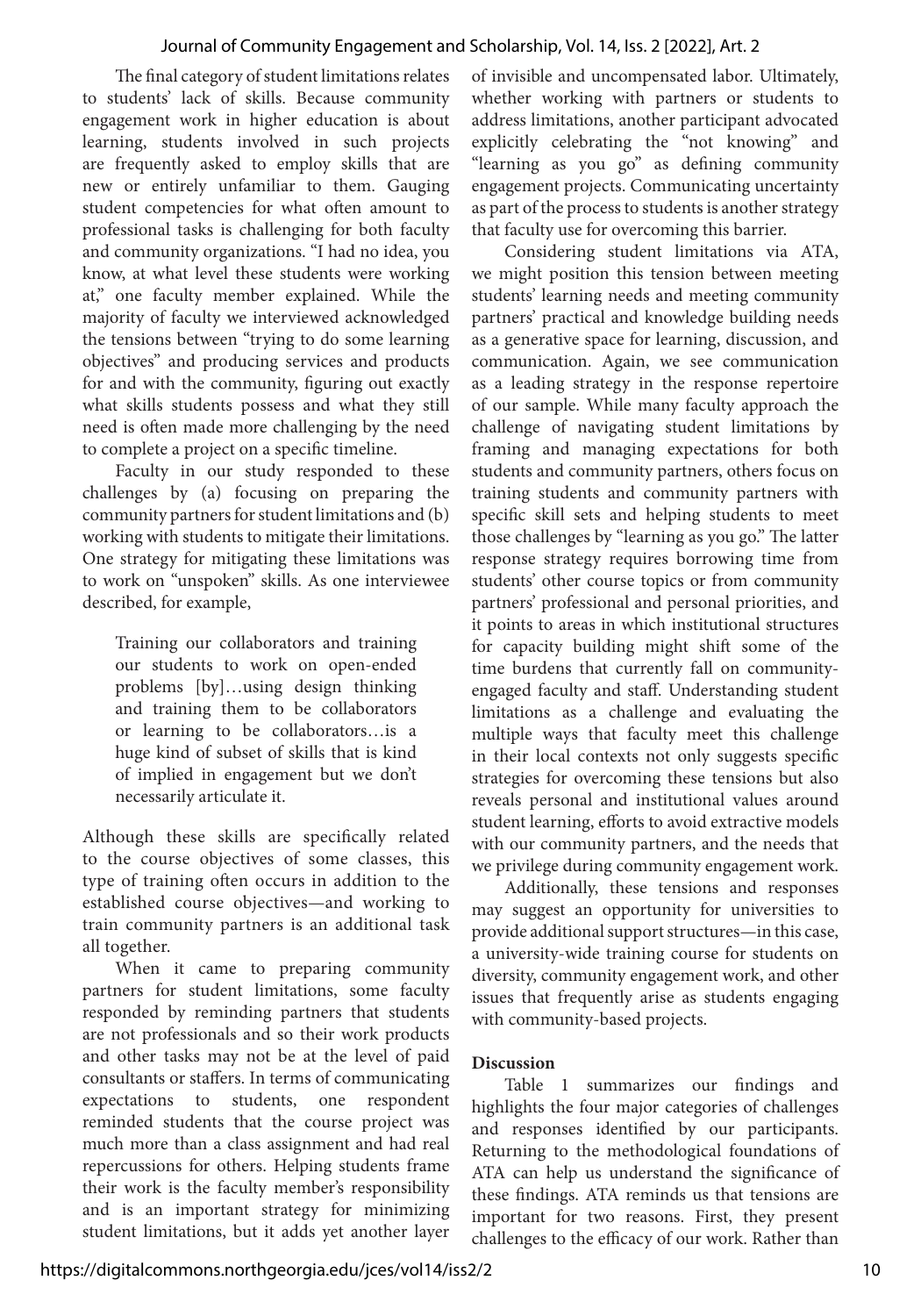The final category of student limitations relates to students' lack of skills. Because community engagement work in higher education is about learning, students involved in such projects are frequently asked to employ skills that are new or entirely unfamiliar to them. Gauging student competencies for what often amount to professional tasks is challenging for both faculty and community organizations. "I had no idea, you know, at what level these students were working at," one faculty member explained. While the majority of faculty we interviewed acknowledged the tensions between "trying to do some learning objectives" and producing services and products for and with the community, figuring out exactly what skills students possess and what they still need is often made more challenging by the need to complete a project on a specific timeline.

Faculty in our study responded to these challenges by (a) focusing on preparing the community partners for student limitations and (b) working with students to mitigate their limitations. One strategy for mitigating these limitations was to work on "unspoken" skills. As one interviewee described, for example,

> Training our collaborators and training our students to work on open-ended problems [by]…using design thinking and training them to be collaborators or learning to be collaborators…is a huge kind of subset of skills that is kind of implied in engagement but we don't necessarily articulate it.

Although these skills are specifically related to the course objectives of some classes, this type of training often occurs in addition to the established course objectives—and working to train community partners is an additional task all together.

When it came to preparing community partners for student limitations, some faculty responded by reminding partners that students are not professionals and so their work products and other tasks may not be at the level of paid consultants or staffers. In terms of communicating expectations to students, one respondent reminded students that the course project was much more than a class assignment and had real repercussions for others. Helping students frame their work is the faculty member's responsibility and is an important strategy for minimizing student limitations, but it adds yet another layer of invisible and uncompensated labor. Ultimately, whether working with partners or students to address limitations, another participant advocated explicitly celebrating the "not knowing" and "learning as you go" as defining community engagement projects. Communicating uncertainty as part of the process to students is another strategy that faculty use for overcoming this barrier.

Considering student limitations via ATA, we might position this tension between meeting students' learning needs and meeting community partners' practical and knowledge building needs as a generative space for learning, discussion, and communication. Again, we see communication as a leading strategy in the response repertoire of our sample. While many faculty approach the challenge of navigating student limitations by framing and managing expectations for both students and community partners, others focus on training students and community partners with specific skill sets and helping students to meet those challenges by "learning as you go." The latter response strategy requires borrowing time from students' other course topics or from community partners' professional and personal priorities, and it points to areas in which institutional structures for capacity building might shift some of the time burdens that currently fall on community-engaged faculty and staff. Understanding student limitations as a challenge and evaluating the multiple ways that faculty meet this challenge in their local contexts not only suggests specific strategies for overcoming these tensions but also reveals personal and institutional values around student learning, efforts to avoid extractive models with our community partners, and the needs that we privilege during community engagement work.

Additionally, these tensions and responses may suggest an opportunity for universities to provide additional support structures—in this case, a university-wide training course for students on diversity, community engagement work, and other issues that frequently arise as students engaging with community-based projects.

## Discussion

Table 1 summarizes our findings and highlights the four major categories of challenges and responses identified by our participants. Returning to the methodological foundations of ATA can help us understand the significance of these findings. ATA reminds us that tensions are important for two reasons. First, they present challenges to the efficacy of our work. Rather than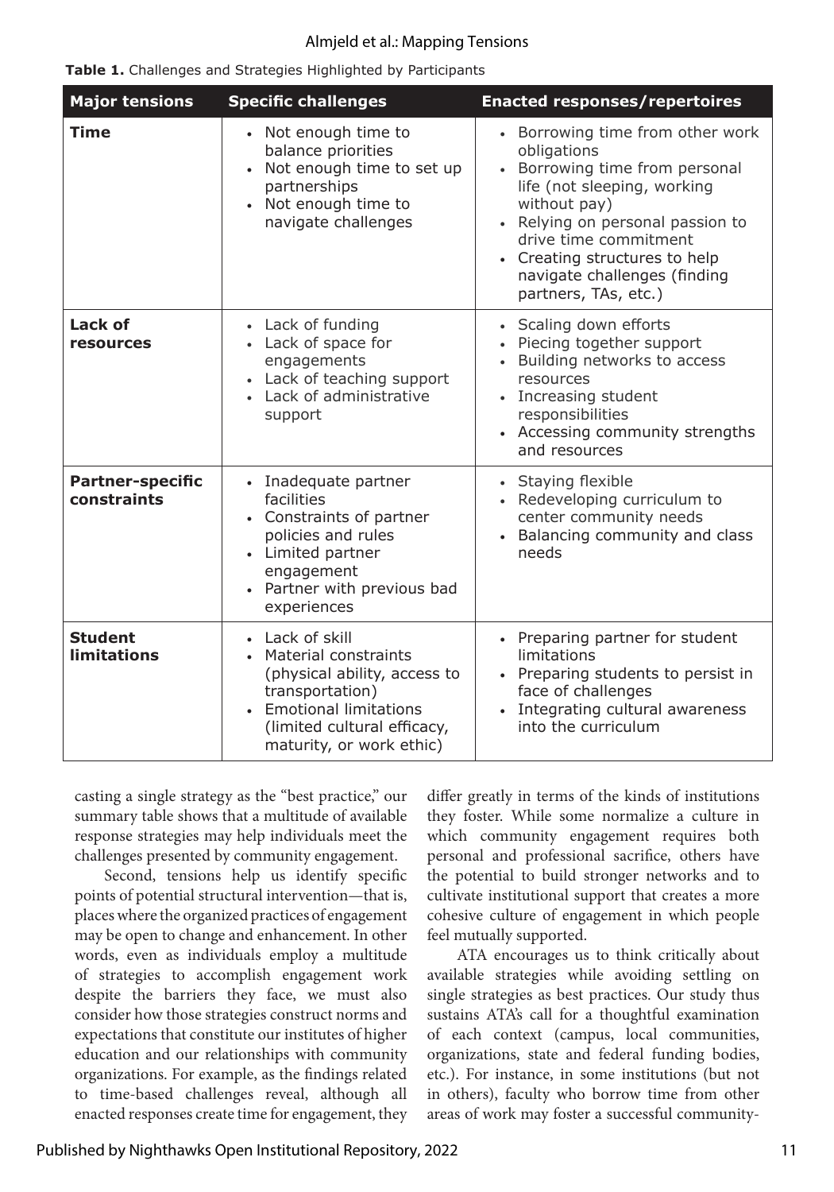**Table 1.** Challenges and Strategies Highlighted by Participants

| Major tensions | Specific challenges | Enacted responses/repertoires |
|---|---|---|
| **Time** | • Not enough time to balance priorities<br>• Not enough time to set up partnerships<br>• Not enough time to navigate challenges | • Borrowing time from other work obligations<br>• Borrowing time from personal life (not sleeping, working without pay)<br>• Relying on personal passion to drive time commitment<br>• Creating structures to help navigate challenges (finding partners, TAs, etc.) |
| **Lack of resources** | • Lack of funding<br>• Lack of space for engagements<br>• Lack of teaching support<br>• Lack of administrative support | • Scaling down efforts<br>• Piecing together support<br>• Building networks to access resources<br>• Increasing student responsibilities<br>• Accessing community strengths and resources |
| **Partner-specific constraints** | • Inadequate partner facilities<br>• Constraints of partner policies and rules<br>• Limited partner engagement<br>• Partner with previous bad experiences | • Staying flexible<br>• Redeveloping curriculum to center community needs<br>• Balancing community and class needs |
| **Student limitations** | • Lack of skill<br>• Material constraints (physical ability, access to transportation)<br>• Emotional limitations (limited cultural efficacy, maturity, or work ethic) | • Preparing partner for student limitations<br>• Preparing students to persist in face of challenges<br>• Integrating cultural awareness into the curriculum |

casting a single strategy as the "best practice," our summary table shows that a multitude of available response strategies may help individuals meet the challenges presented by community engagement.

Second, tensions help us identify specific points of potential structural intervention—that is, places where the organized practices of engagement may be open to change and enhancement. In other words, even as individuals employ a multitude of strategies to accomplish engagement work despite the barriers they face, we must also consider how those strategies construct norms and expectations that constitute our institutes of higher education and our relationships with community organizations. For example, as the findings related to time-based challenges reveal, although all enacted responses create time for engagement, they differ greatly in terms of the kinds of institutions they foster. While some normalize a culture in which community engagement requires both personal and professional sacrifice, others have the potential to build stronger networks and to cultivate institutional support that creates a more cohesive culture of engagement in which people feel mutually supported.

ATA encourages us to think critically about available strategies while avoiding settling on single strategies as best practices. Our study thus sustains ATA's call for a thoughtful examination of each context (campus, local communities, organizations, state and federal funding bodies, etc.). For instance, in some institutions (but not in others), faculty who borrow time from other areas of work may foster a successful community-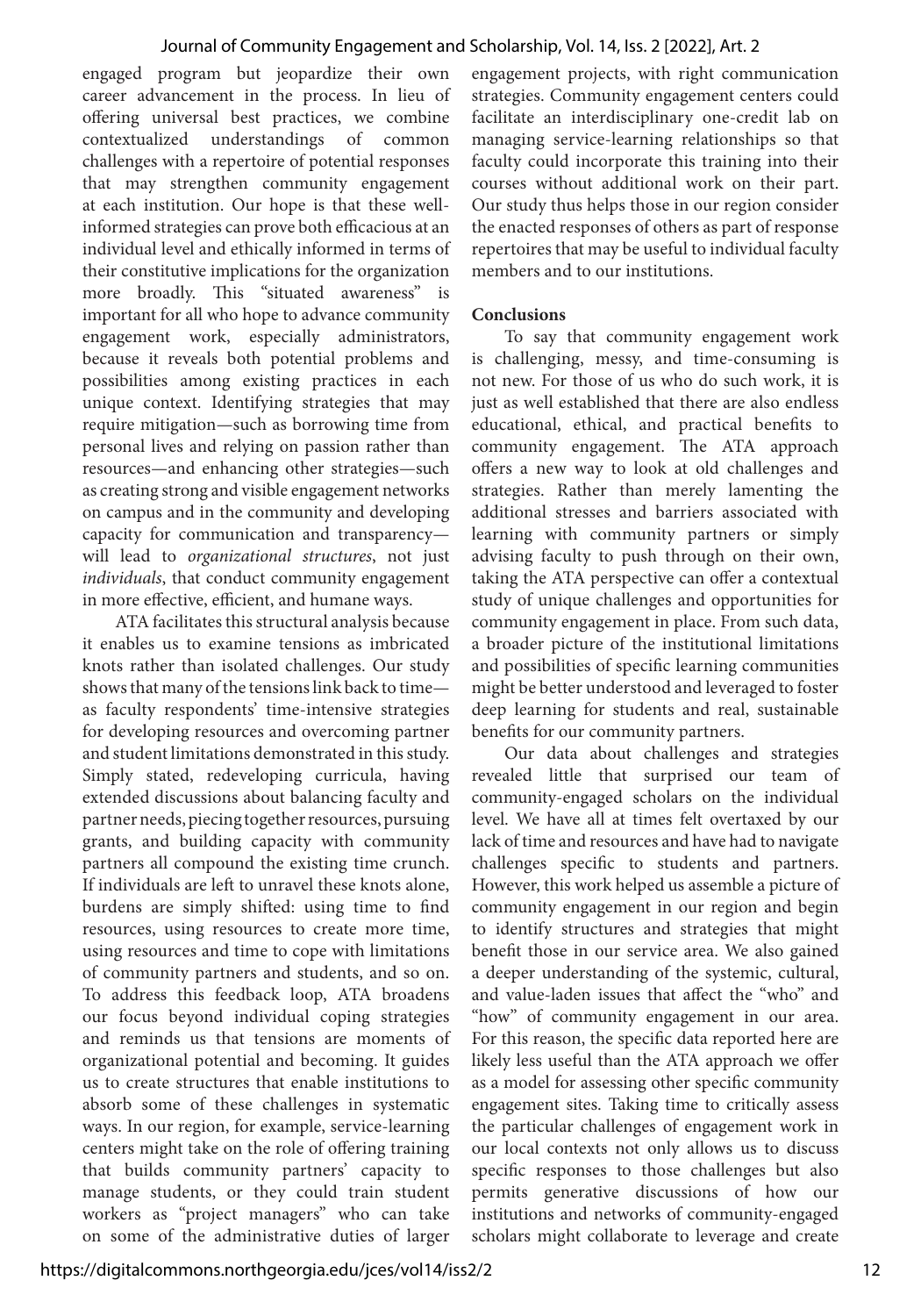engaged program but jeopardize their own career advancement in the process. In lieu of offering universal best practices, we combine contextualized understandings of common challenges with a repertoire of potential responses that may strengthen community engagement at each institution. Our hope is that these well-informed strategies can prove both efficacious at an individual level and ethically informed in terms of their constitutive implications for the organization more broadly. This "situated awareness" is important for all who hope to advance community engagement work, especially administrators, because it reveals both potential problems and possibilities among existing practices in each unique context. Identifying strategies that may require mitigation—such as borrowing time from personal lives and relying on passion rather than resources—and enhancing other strategies—such as creating strong and visible engagement networks on campus and in the community and developing capacity for communication and transparency—will lead to *organizational structures*, not just *individuals*, that conduct community engagement in more effective, efficient, and humane ways.

ATA facilitates this structural analysis because it enables us to examine tensions as imbricated knots rather than isolated challenges. Our study shows that many of the tensions link back to time—as faculty respondents' time-intensive strategies for developing resources and overcoming partner and student limitations demonstrated in this study. Simply stated, redeveloping curricula, having extended discussions about balancing faculty and partner needs, piecing together resources, pursuing grants, and building capacity with community partners all compound the existing time crunch. If individuals are left to unravel these knots alone, burdens are simply shifted: using time to find resources, using resources to create more time, using resources and time to cope with limitations of community partners and students, and so on. To address this feedback loop, ATA broadens our focus beyond individual coping strategies and reminds us that tensions are moments of organizational potential and becoming. It guides us to create structures that enable institutions to absorb some of these challenges in systematic ways. In our region, for example, service-learning centers might take on the role of offering training that builds community partners' capacity to manage students, or they could train student workers as "project managers" who can take on some of the administrative duties of larger engagement projects, with right communication strategies. Community engagement centers could facilitate an interdisciplinary one-credit lab on managing service-learning relationships so that faculty could incorporate this training into their courses without additional work on their part. Our study thus helps those in our region consider the enacted responses of others as part of response repertoires that may be useful to individual faculty members and to our institutions.

## Conclusions

To say that community engagement work is challenging, messy, and time-consuming is not new. For those of us who do such work, it is just as well established that there are also endless educational, ethical, and practical benefits to community engagement. The ATA approach offers a new way to look at old challenges and strategies. Rather than merely lamenting the additional stresses and barriers associated with learning with community partners or simply advising faculty to push through on their own, taking the ATA perspective can offer a contextual study of unique challenges and opportunities for community engagement in place. From such data, a broader picture of the institutional limitations and possibilities of specific learning communities might be better understood and leveraged to foster deep learning for students and real, sustainable benefits for our community partners.

Our data about challenges and strategies revealed little that surprised our team of community-engaged scholars on the individual level. We have all at times felt overtaxed by our lack of time and resources and have had to navigate challenges specific to students and partners. However, this work helped us assemble a picture of community engagement in our region and begin to identify structures and strategies that might benefit those in our service area. We also gained a deeper understanding of the systemic, cultural, and value-laden issues that affect the "who" and "how" of community engagement in our area. For this reason, the specific data reported here are likely less useful than the ATA approach we offer as a model for assessing other specific community engagement sites. Taking time to critically assess the particular challenges of engagement work in our local contexts not only allows us to discuss specific responses to those challenges but also permits generative discussions of how our institutions and networks of community-engaged scholars might collaborate to leverage and create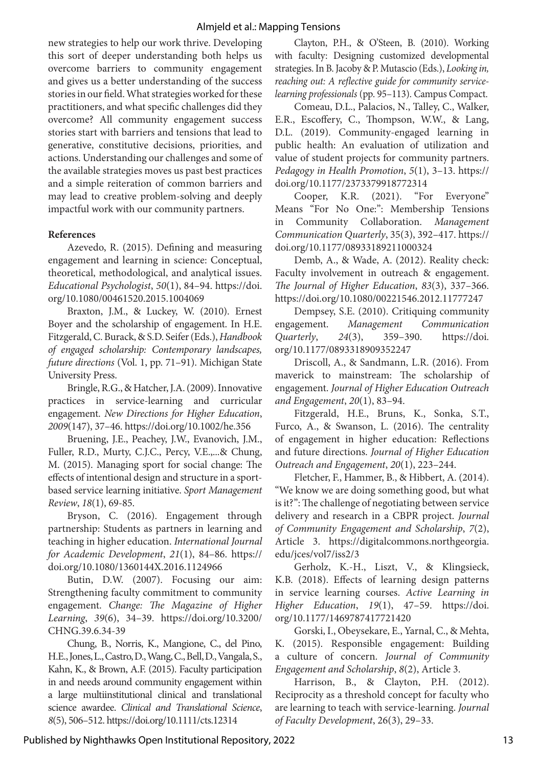new strategies to help our work thrive. Developing this sort of deeper understanding both helps us overcome barriers to community engagement and gives us a better understanding of the success stories in our field. What strategies worked for these practitioners, and what specific challenges did they overcome? All community engagement success stories start with barriers and tensions that lead to generative, constitutive decisions, priorities, and actions. Understanding our challenges and some of the available strategies moves us past best practices and a simple reiteration of common barriers and may lead to creative problem-solving and deeply impactful work with our community partners.

**References**

Azevedo, R. (2015). Defining and measuring engagement and learning in science: Conceptual, theoretical, methodological, and analytical issues. *Educational Psychologist*, *50*(1), 84–94. https://doi.org/10.1080/00461520.2015.1004069

Braxton, J.M., & Luckey, W. (2010). Ernest Boyer and the scholarship of engagement. In H.E. Fitzgerald, C. Burack, & S.D. Seifer (Eds.), *Handbook of engaged scholarship: Contemporary landscapes, future directions* (Vol. 1, pp. 71–91). Michigan State University Press.

Bringle, R.G., & Hatcher, J.A. (2009). Innovative practices in service-learning and curricular engagement. *New Directions for Higher Education*, *2009*(147), 37–46. https://doi.org/10.1002/he.356

Bruening, J.E., Peachey, J.W., Evanovich, J.M., Fuller, R.D., Murty, C.J.C., Percy, V.E.,...& Chung, M. (2015). Managing sport for social change: The effects of intentional design and structure in a sport-based service learning initiative. *Sport Management Review*, *18*(1), 69-85.

Bryson, C. (2016). Engagement through partnership: Students as partners in learning and teaching in higher education. *International Journal for Academic Development*, *21*(1), 84–86. https://doi.org/10.1080/1360144X.2016.1124966

Butin, D.W. (2007). Focusing our aim: Strengthening faculty commitment to community engagement. *Change: The Magazine of Higher Learning*, *39*(6), 34–39. https://doi.org/10.3200/CHNG.39.6.34-39

Chung, B., Norris, K., Mangione, C., del Pino, H.E., Jones, L., Castro, D., Wang, C., Bell, D., Vangala, S., Kahn, K., & Brown, A.F. (2015). Faculty participation in and needs around community engagement within a large multiinstitutional clinical and translational science awardee. *Clinical and Translational Science*, *8*(5), 506–512. https://doi.org/10.1111/cts.12314

Clayton, P.H., & O'Steen, B. (2010). Working with faculty: Designing customized developmental strategies. In B. Jacoby & P. Mutascio (Eds.), *Looking in, reaching out: A reflective guide for community service-learning professionals* (pp. 95–113). Campus Compact.

Comeau, D.L., Palacios, N., Talley, C., Walker, E.R., Escoffery, C., Thompson, W.W., & Lang, D.L. (2019). Community-engaged learning in public health: An evaluation of utilization and value of student projects for community partners. *Pedagogy in Health Promotion*, *5*(1), 3–13. https://doi.org/10.1177/2373379918772314

Cooper, K.R. (2021). "For Everyone" Means "For No One:": Membership Tensions in Community Collaboration. *Management Communication Quarterly*, 35(3), 392–417. https://doi.org/10.1177/08933189211000324

Demb, A., & Wade, A. (2012). Reality check: Faculty involvement in outreach & engagement. *The Journal of Higher Education*, *83*(3), 337–366. https://doi.org/10.1080/00221546.2012.11777247

Dempsey, S.E. (2010). Critiquing community engagement. *Management Communication Quarterly*, *24*(3), 359–390. https://doi.org/10.1177/0893318909352247

Driscoll, A., & Sandmann, L.R. (2016). From maverick to mainstream: The scholarship of engagement. *Journal of Higher Education Outreach and Engagement*, *20*(1), 83–94.

Fitzgerald, H.E., Bruns, K., Sonka, S.T., Furco, A., & Swanson, L. (2016). The centrality of engagement in higher education: Reflections and future directions. *Journal of Higher Education Outreach and Engagement*, *20*(1), 223–244.

Fletcher, F., Hammer, B., & Hibbert, A. (2014). "We know we are doing something good, but what is it?": The challenge of negotiating between service delivery and research in a CBPR project. *Journal of Community Engagement and Scholarship*, *7*(2), Article 3. https://digitalcommons.northgeorgia.edu/jces/vol7/iss2/3

Gerholz, K.-H., Liszt, V., & Klingsieck, K.B. (2018). Effects of learning design patterns in service learning courses. *Active Learning in Higher Education*, *19*(1), 47–59. https://doi.org/10.1177/1469787417721420

Gorski, I., Obeysekare, E., Yarnal, C., & Mehta, K. (2015). Responsible engagement: Building a culture of concern. *Journal of Community Engagement and Scholarship*, *8*(2), Article 3.

Harrison, B., & Clayton, P.H. (2012). Reciprocity as a threshold concept for faculty who are learning to teach with service-learning. *Journal of Faculty Development*, 26(3), 29–33.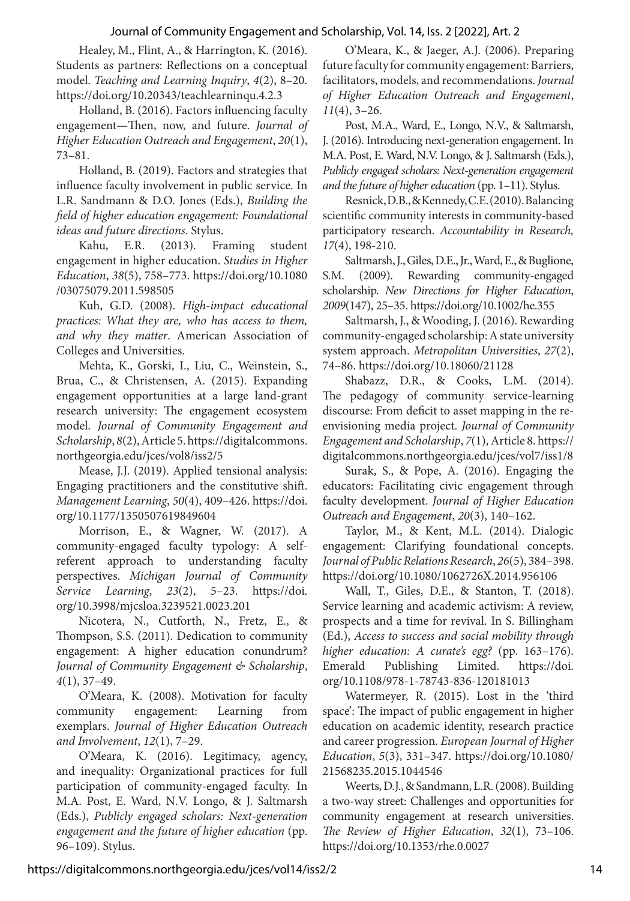Healey, M., Flint, A., & Harrington, K. (2016). Students as partners: Reflections on a conceptual model. *Teaching and Learning Inquiry*, *4*(2), 8–20. https://doi.org/10.20343/teachlearninqu.4.2.3

Holland, B. (2016). Factors influencing faculty engagement—Then, now, and future. *Journal of Higher Education Outreach and Engagement*, *20*(1), 73–81.

Holland, B. (2019). Factors and strategies that influence faculty involvement in public service. In L.R. Sandmann & D.O. Jones (Eds.), *Building the field of higher education engagement: Foundational ideas and future directions*. Stylus.

Kahu, E.R. (2013). Framing student engagement in higher education. *Studies in Higher Education*, *38*(5), 758–773. https://doi.org/10.1080/03075079.2011.598505

Kuh, G.D. (2008). *High-impact educational practices: What they are, who has access to them, and why they matter*. American Association of Colleges and Universities.

Mehta, K., Gorski, I., Liu, C., Weinstein, S., Brua, C., & Christensen, A. (2015). Expanding engagement opportunities at a large land-grant research university: The engagement ecosystem model. *Journal of Community Engagement and Scholarship*, *8*(2), Article 5. https://digitalcommons.northgeorgia.edu/jces/vol8/iss2/5

Mease, J.J. (2019). Applied tensional analysis: Engaging practitioners and the constitutive shift. *Management Learning*, *50*(4), 409–426. https://doi.org/10.1177/1350507619849604

Morrison, E., & Wagner, W. (2017). A community-engaged faculty typology: A self-referent approach to understanding faculty perspectives. *Michigan Journal of Community Service Learning*, *23*(2), 5–23. https://doi.org/10.3998/mjcsloa.3239521.0023.201

Nicotera, N., Cutforth, N., Fretz, E., & Thompson, S.S. (2011). Dedication to community engagement: A higher education conundrum? *Journal of Community Engagement & Scholarship*, *4*(1), 37–49.

O'Meara, K. (2008). Motivation for faculty community engagement: Learning from exemplars. *Journal of Higher Education Outreach and Involvement*, *12*(1), 7–29.

O'Meara, K. (2016). Legitimacy, agency, and inequality: Organizational practices for full participation of community-engaged faculty. In M.A. Post, E. Ward, N.V. Longo, & J. Saltmarsh (Eds.), *Publicly engaged scholars: Next-generation engagement and the future of higher education* (pp. 96–109). Stylus.

O'Meara, K., & Jaeger, A.J. (2006). Preparing future faculty for community engagement: Barriers, facilitators, models, and recommendations. *Journal of Higher Education Outreach and Engagement*, *11*(4), 3–26.

Post, M.A., Ward, E., Longo, N.V., & Saltmarsh, J. (2016). Introducing next-generation engagement. In M.A. Post, E. Ward, N.V. Longo, & J. Saltmarsh (Eds.), *Publicly engaged scholars: Next-generation engagement and the future of higher education* (pp. 1–11). Stylus.

Resnick, D.B., & Kennedy, C.E. (2010). Balancing scientific community interests in community-based participatory research. *Accountability in Research, 17*(4), 198-210.

Saltmarsh, J., Giles, D.E., Jr., Ward, E., & Buglione, S.M. (2009). Rewarding community-engaged scholarship. *New Directions for Higher Education*, *2009*(147), 25–35. https://doi.org/10.1002/he.355

Saltmarsh, J., & Wooding, J. (2016). Rewarding community-engaged scholarship: A state university system approach. *Metropolitan Universities*, *27*(2), 74–86. https://doi.org/10.18060/21128

Shabazz, D.R., & Cooks, L.M. (2014). The pedagogy of community service-learning discourse: From deficit to asset mapping in the re-envisioning media project. *Journal of Community Engagement and Scholarship*, *7*(1), Article 8. https://digitalcommons.northgeorgia.edu/jces/vol7/iss1/8

Surak, S., & Pope, A. (2016). Engaging the educators: Facilitating civic engagement through faculty development. *Journal of Higher Education Outreach and Engagement*, *20*(3), 140–162.

Taylor, M., & Kent, M.L. (2014). Dialogic engagement: Clarifying foundational concepts. *Journal of Public Relations Research*, *26*(5), 384–398. https://doi.org/10.1080/1062726X.2014.956106

Wall, T., Giles, D.E., & Stanton, T. (2018). Service learning and academic activism: A review, prospects and a time for revival. In S. Billingham (Ed.), *Access to success and social mobility through higher education: A curate's egg?* (pp. 163–176). Emerald Publishing Limited. https://doi.org/10.1108/978-1-78743-836-120181013

Watermeyer, R. (2015). Lost in the 'third space': The impact of public engagement in higher education on academic identity, research practice and career progression. *European Journal of Higher Education*, *5*(3), 331–347. https://doi.org/10.1080/21568235.2015.1044546

Weerts, D.J., & Sandmann, L.R. (2008). Building a two-way street: Challenges and opportunities for community engagement at research universities. *The Review of Higher Education*, *32*(1), 73–106. https://doi.org/10.1353/rhe.0.0027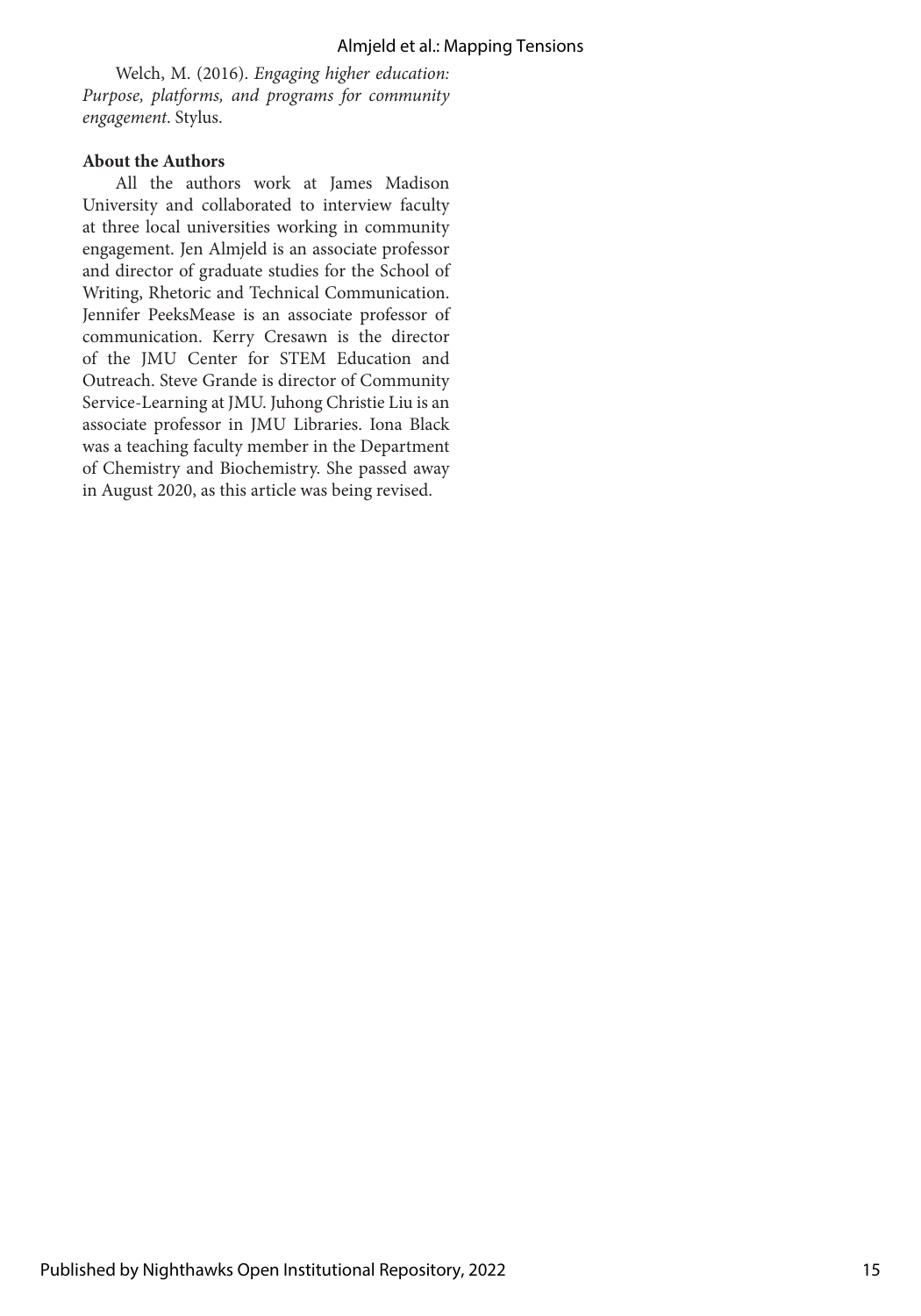Welch, M. (2016). *Engaging higher education: Purpose, platforms, and programs for community engagement*. Stylus.

**About the Authors**

All the authors work at James Madison University and collaborated to interview faculty at three local universities working in community engagement. Jen Almjeld is an associate professor and director of graduate studies for the School of Writing, Rhetoric and Technical Communication. Jennifer PeeksMease is an associate professor of communication. Kerry Cresawn is the director of the JMU Center for STEM Education and Outreach. Steve Grande is director of Community Service-Learning at JMU. Juhong Christie Liu is an associate professor in JMU Libraries. Iona Black was a teaching faculty member in the Department of Chemistry and Biochemistry. She passed away in August 2020, as this article was being revised.